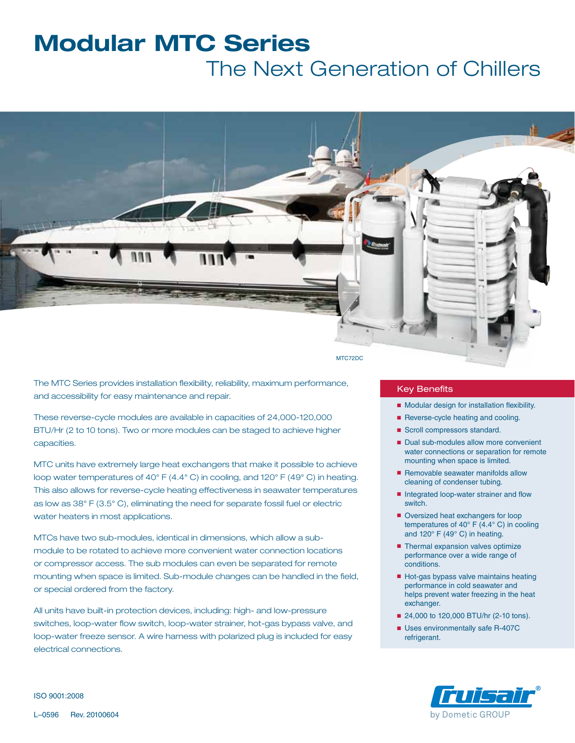# Modular MTC Series

## The Next Generation of Chillers

MTC72DC

The MTC Series provides installation flexibility, reliability, maximum performance, and accessibility for easy maintenance and repair.

These reverse-cycle modules are available in capacities of 24,000-120,000 BTU/Hr (2 to 10 tons). Two or more modules can be staged to achieve higher capacities.

MTC units have extremely large heat exchangers that make it possible to achieve loop water temperatures of 40° F (4.4° C) in cooling, and 120° F (49° C) in heating. This also allows for reverse-cycle heating effectiveness in seawater temperatures as low as 38° F (3.5° C), eliminating the need for separate fossil fuel or electric water heaters in most applications.

MTCs have two sub-modules, identical in dimensions, which allow a sub-module to be rotated to achieve more convenient water connection locations or compressor access. The sub modules can even be separated for remote mounting when space is limited. Sub-module changes can be handled in the field, or special ordered from the factory.

All units have built-in protection devices, including: high- and low-pressure switches, loop-water flow switch, loop-water strainer, hot-gas bypass valve, and loop-water freeze sensor. A wire harness with polarized plug is included for easy electrical connections.

### Key Benefits

- Modular design for installation flexibility.
- Reverse-cycle heating and cooling.
- Scroll compressors standard.
- Dual sub-modules allow more convenient water connections or separation for remote mounting when space is limited.
- Removable seawater manifolds allow cleaning of condenser tubing.
- Integrated loop-water strainer and flow switch.
- Oversized heat exchangers for loop temperatures of 40° F (4.4° C) in cooling and 120° F (49° C) in heating.
- Thermal expansion valves optimize performance over a wide range of conditions.
- Hot-gas bypass valve maintains heating performance in cold seawater and helps prevent water freezing in the heat exchanger.
- 24,000 to 120,000 BTU/hr (2-10 tons).
- Uses environmentally safe R-407C refrigerant.

ISO 9001:2008

L–0596 Rev. 20100604

Cruisair® by Dometic GROUP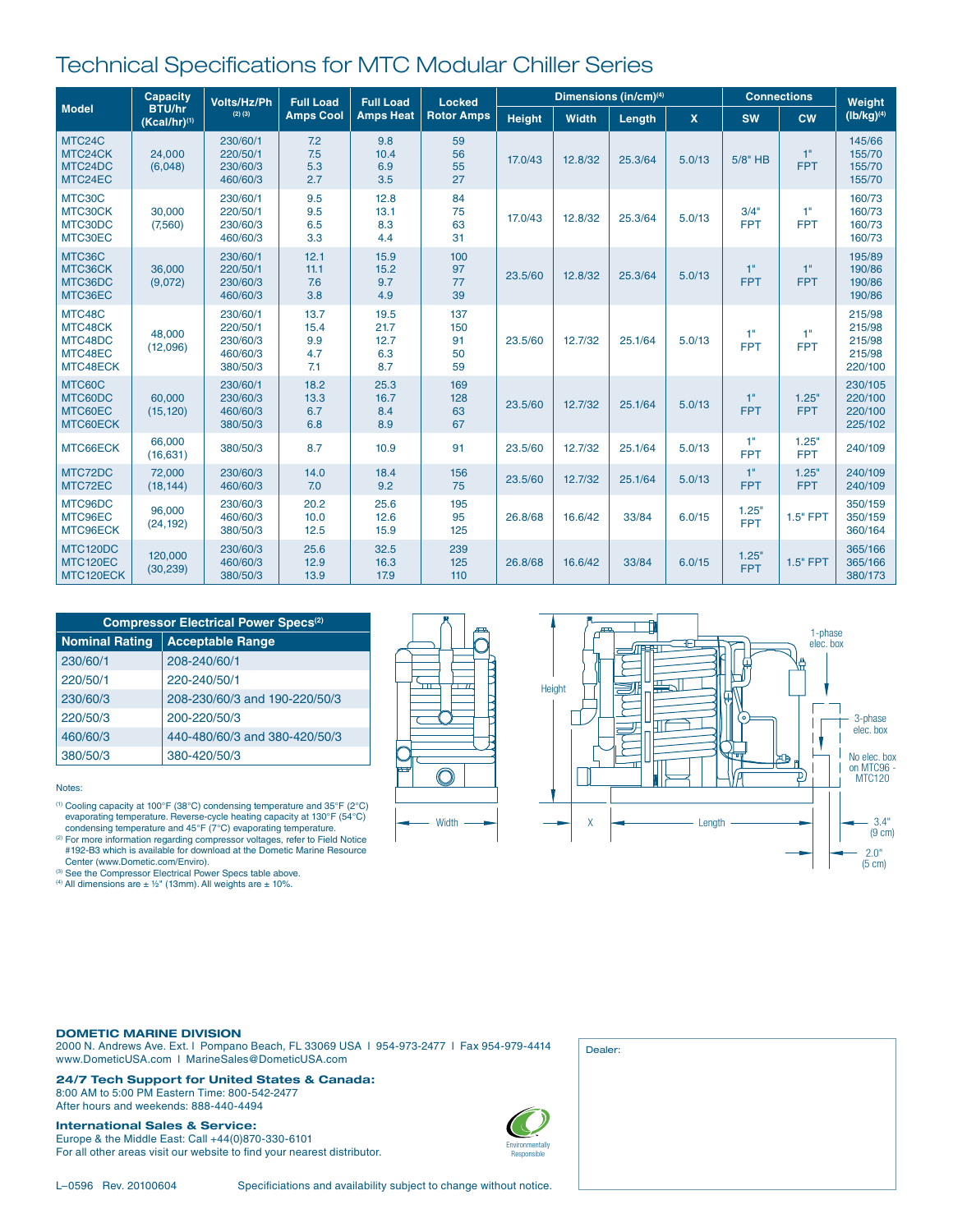# Technical Specifications for MTC Modular Chiller Series

| Model | Capacity BTU/hr (Kcal/hr)[1] | Volts/Hz/Ph [2][3] | Full Load Amps Cool | Full Load Amps Heat | Locked Rotor Amps | Dimensions (in/cm)[4] | | | | Connections | | Weight (lb/kg)[4] |
|---|---|---|---|---|---|---|---|---|---|---|---|---|
| | | | | | | Height | Width | Length | X | SW | CW | |
| MTC24C<br>MTC24CK<br>MTC24DC<br>MTC24EC | 24,000 (6,048) | 230/60/1<br>220/50/1<br>230/60/3<br>460/60/3 | 7.2<br>7.5<br>5.3<br>2.7 | 9.8<br>10.4<br>6.9<br>3.5 | 59<br>56<br>55<br>27 | 17.0/43 | 12.8/32 | 25.3/64 | 5.0/13 | 5/8" HB | 1" FPT | 145/66<br>155/70<br>155/70<br>155/70 |
| MTC30C<br>MTC30CK<br>MTC30DC<br>MTC30EC | 30,000 (7,560) | 230/60/1<br>220/50/1<br>230/60/3<br>460/60/3 | 9.5<br>9.5<br>6.5<br>3.3 | 12.8<br>13.1<br>8.3<br>4.4 | 84<br>75<br>63<br>31 | 17.0/43 | 12.8/32 | 25.3/64 | 5.0/13 | 3/4" FPT | 1" FPT | 160/73<br>160/73<br>160/73<br>160/73 |
| MTC36C<br>MTC36CK<br>MTC36DC<br>MTC36EC | 36,000 (9,072) | 230/60/1<br>220/50/1<br>230/60/3<br>460/60/3 | 12.1<br>11.1<br>7.6<br>3.8 | 15.9<br>15.2<br>9.7<br>4.9 | 100<br>97<br>77<br>39 | 23.5/60 | 12.8/32 | 25.3/64 | 5.0/13 | 1" FPT | 1" FPT | 195/89<br>190/86<br>190/86<br>190/86 |
| MTC48C<br>MTC48CK<br>MTC48DC<br>MTC48EC<br>MTC48ECK | 48,000 (12,096) | 230/60/1<br>220/50/1<br>230/60/3<br>460/60/3<br>380/50/3 | 13.7<br>15.4<br>9.9<br>4.7<br>7.1 | 19.5<br>21.7<br>12.7<br>6.3<br>8.7 | 137<br>150<br>91<br>50<br>59 | 23.5/60 | 12.7/32 | 25.1/64 | 5.0/13 | 1" FPT | 1" FPT | 215/98<br>215/98<br>215/98<br>215/98<br>220/100 |
| MTC60C<br>MTC60DC<br>MTC60EC<br>MTC60ECK | 60,000 (15,120) | 230/60/1<br>230/60/3<br>460/60/3<br>380/50/3 | 18.2<br>13.3<br>6.7<br>6.8 | 25.3<br>16.7<br>8.4<br>8.9 | 169<br>128<br>63<br>67 | 23.5/60 | 12.7/32 | 25.1/64 | 5.0/13 | 1" FPT | 1.25" FPT | 230/105<br>220/100<br>220/100<br>225/102 |
| MTC66ECK | 66,000 (16,631) | 380/50/3 | 8.7 | 10.9 | 91 | 23.5/60 | 12.7/32 | 25.1/64 | 5.0/13 | 1" FPT | 1.25" FPT | 240/109 |
| MTC72DC<br>MTC72EC | 72,000 (18,144) | 230/60/3<br>460/60/3 | 14.0<br>7.0 | 18.4<br>9.2 | 156<br>75 | 23.5/60 | 12.7/32 | 25.1/64 | 5.0/13 | 1" FPT | 1.25" FPT | 240/109<br>240/109 |
| MTC96DC<br>MTC96EC<br>MTC96ECK | 96,000 (24,192) | 230/60/3<br>460/60/3<br>380/50/3 | 20.2<br>10.0<br>12.5 | 25.6<br>12.6<br>15.9 | 195<br>95<br>125 | 26.8/68 | 16.6/42 | 33/84 | 6.0/15 | 1.25" FPT | 1.5" FPT | 350/159<br>350/159<br>360/164 |
| MTC120DC<br>MTC120EC<br>MTC120ECK | 120,000 (30,239) | 230/60/3<br>460/60/3<br>380/50/3 | 25.6<br>12.9<br>13.9 | 32.5<br>16.3<br>17.9 | 239<br>125<br>110 | 26.8/68 | 16.6/42 | 33/84 | 6.0/15 | 1.25" FPT | 1.5" FPT | 365/166<br>365/166<br>380/173 |

| Compressor Electrical Power Specs[2] | |
|---|---|
| **Nominal Rating** | **Acceptable Range** |
| 230/60/1 | 208-240/60/1 |
| 220/50/1 | 220-240/50/1 |
| 230/60/3 | 208-230/60/3 and 190-220/50/3 |
| 220/50/3 | 200-220/50/3 |
| 460/60/3 | 440-480/60/3 and 380-420/50/3 |
| 380/50/3 | 380-420/50/3 |

Width

Height

1-phase elec. box

3-phase elec. box

No elec. box on MTC96 - MTC120

X

Length

3.4" (9 cm)

2.0" (5 cm)

Notes:

[1] Cooling capacity at 100°F (38°C) condensing temperature and 35°F (2°C) evaporating temperature. Reverse-cycle heating capacity at 130°F (54°C) condensing temperature and 45°F (7°C) evaporating temperature.
[2] For more information regarding compressor voltages, refer to Field Notice #192-B3 which is available for download at the Dometic Marine Resource Center (www.Dometic.com/Enviro).
[3] See the Compressor Electrical Power Specs table above.
[4] All dimensions are ± ½" (13mm). All weights are ± 10%.

**DOMETIC MARINE DIVISION**
2000 N. Andrews Ave. Ext. | Pompano Beach, FL 33069 USA | 954-973-2477 | Fax 954-979-4414
www.DometicUSA.com | MarineSales@DometicUSA.com

**24/7 Tech Support for United States & Canada:**
8:00 AM to 5:00 PM Eastern Time: 800-542-2477
After hours and weekends: 888-440-4494

**International Sales & Service:**
Europe & the Middle East: Call +44(0)870-330-6101
For all other areas visit our website to find your nearest distributor.

Environmentally Responsible

Dealer:

L–0596 Rev. 20100604

Specificiations and availability subject to change without notice.